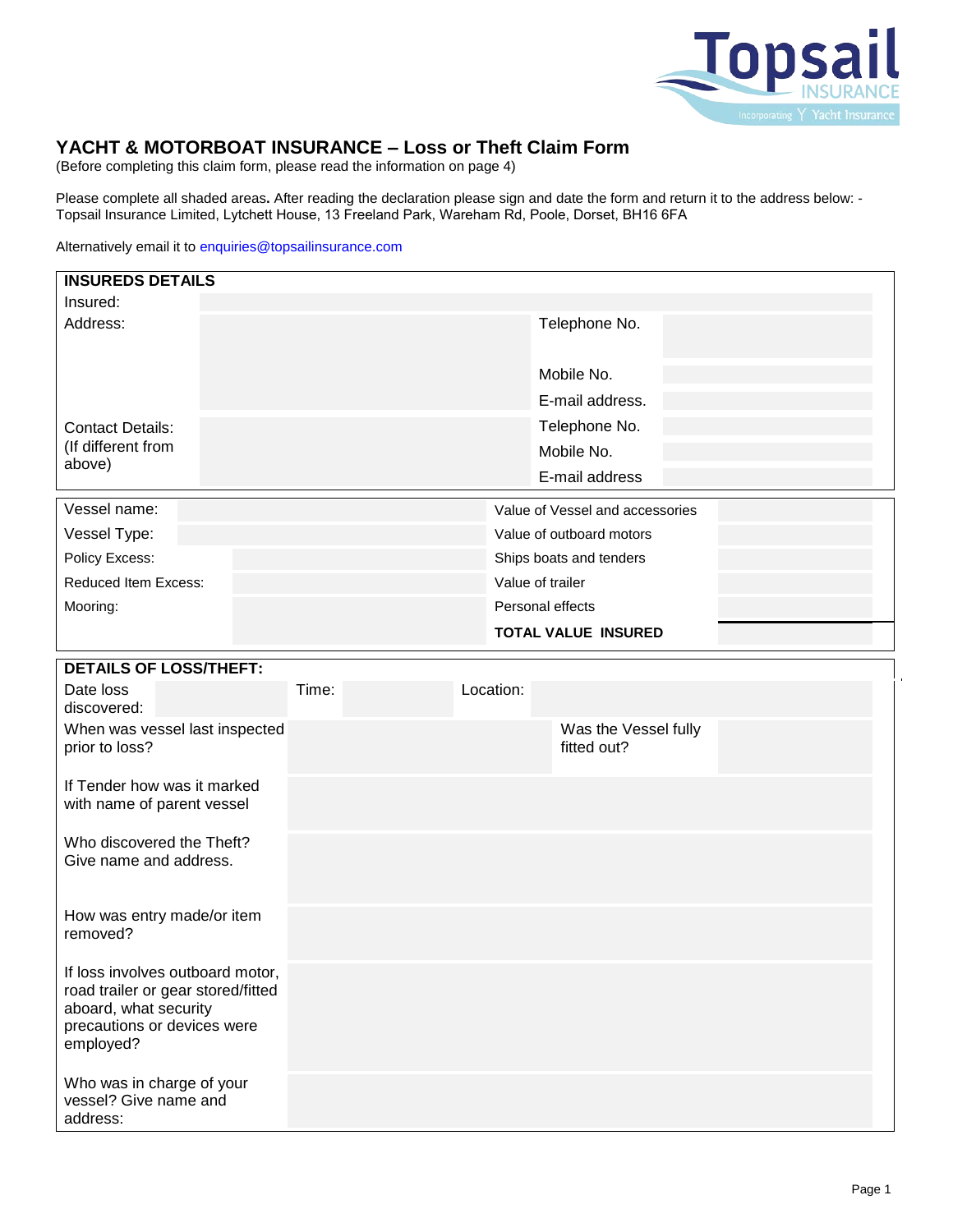# YACHT & MOTORBOAT INSURANCE – Loss or Theft Claim Form

(Before completing this claim form, please read the information on page 4)

Please complete all shaded areas**.** After reading the declaration please sign and date the form and return it to the address below: - Topsail Insurance Limited, Lytchett House, 13 Freeland Park, Wareham Rd, Poole, Dorset, BH16 6FA

Alternatively email it to enquiries@topsailinsurance.com

| **INSUREDS DETAILS** | | | |
|---|---|---|---|
| Insured: | | | |
| Address: | | Telephone No. | |
| | | Mobile No. | |
| | | E-mail address. | |
| Contact Details: (If different from above) | | Telephone No. | |
| | | Mobile No. | |
| | | E-mail address | |

| | | | |
|---|---|---|---|
| Vessel name: | | Value of Vessel and accessories | |
| Vessel Type: | | Value of outboard motors | |
| Policy Excess: | | Ships boats and tenders | |
| Reduced Item Excess: | | Value of trailer | |
| Mooring: | | Personal effects | |
| | | **TOTAL VALUE INSURED** | |

| **DETAILS OF LOSS/THEFT:** | | | | | |
|---|---|---|---|---|---|
| Date loss discovered: | | Time: | | Location: | |
| When was vessel last inspected prior to loss? | | | Was the Vessel fully fitted out? | | |
| If Tender how was it marked with name of parent vessel | | | | | |
| Who discovered the Theft? Give name and address. | | | | | |
| How was entry made/or item removed? | | | | | |
| If loss involves outboard motor, road trailer or gear stored/fitted aboard, what security precautions or devices were employed? | | | | | |
| Who was in charge of your vessel? Give name and address: | | | | | |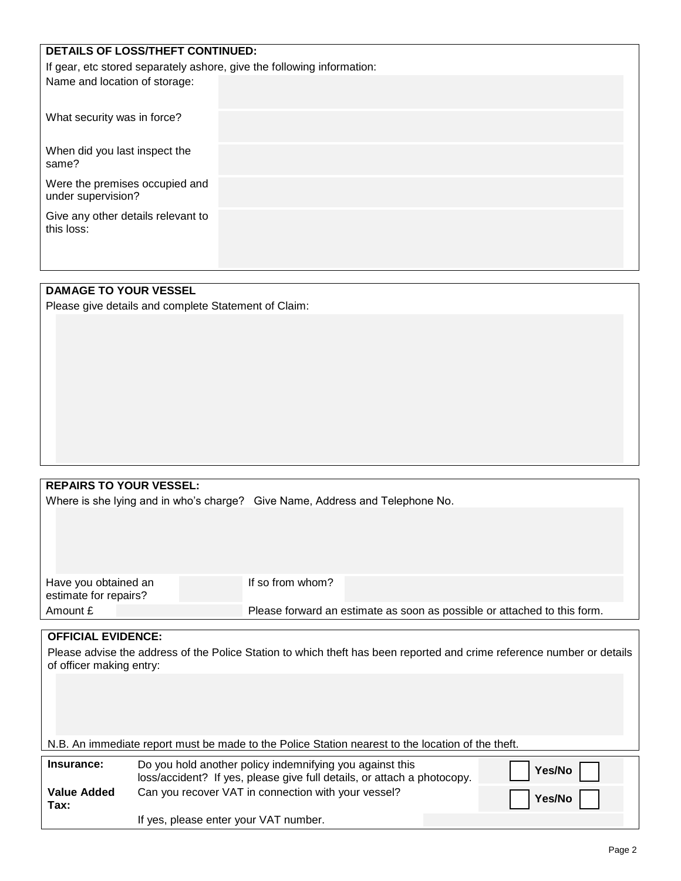## DETAILS OF LOSS/THEFT CONTINUED:

If gear, etc stored separately ashore, give the following information:

| | |
|---|---|
| Name and location of storage: | |
| What security was in force? | |
| When did you last inspect the same? | |
| Were the premises occupied and under supervision? | |
| Give any other details relevant to this loss: | |

## DAMAGE TO YOUR VESSEL

Please give details and complete Statement of Claim:

## REPAIRS TO YOUR VESSEL:

Where is she lying and in who's charge? Give Name, Address and Telephone No.

| | | | |
|---|---|---|---|
| Have you obtained an estimate for repairs? | | If so from whom? | |
| Amount £ | | Please forward an estimate as soon as possible or attached to this form. | |

## OFFICIAL EVIDENCE:

Please advise the address of the Police Station to which theft has been reported and crime reference number or details of officer making entry:

N.B. An immediate report must be made to the Police Station nearest to the location of the theft.

| | | |
|---|---|---|
| **Insurance:** | Do you hold another policy indemnifying you against this loss/accident? If yes, please give full details, or attach a photocopy. | ☐ **Yes/No** ☐ |
| **Value Added Tax:** | Can you recover VAT in connection with your vessel? | ☐ **Yes/No** ☐ |
| | If yes, please enter your VAT number. | |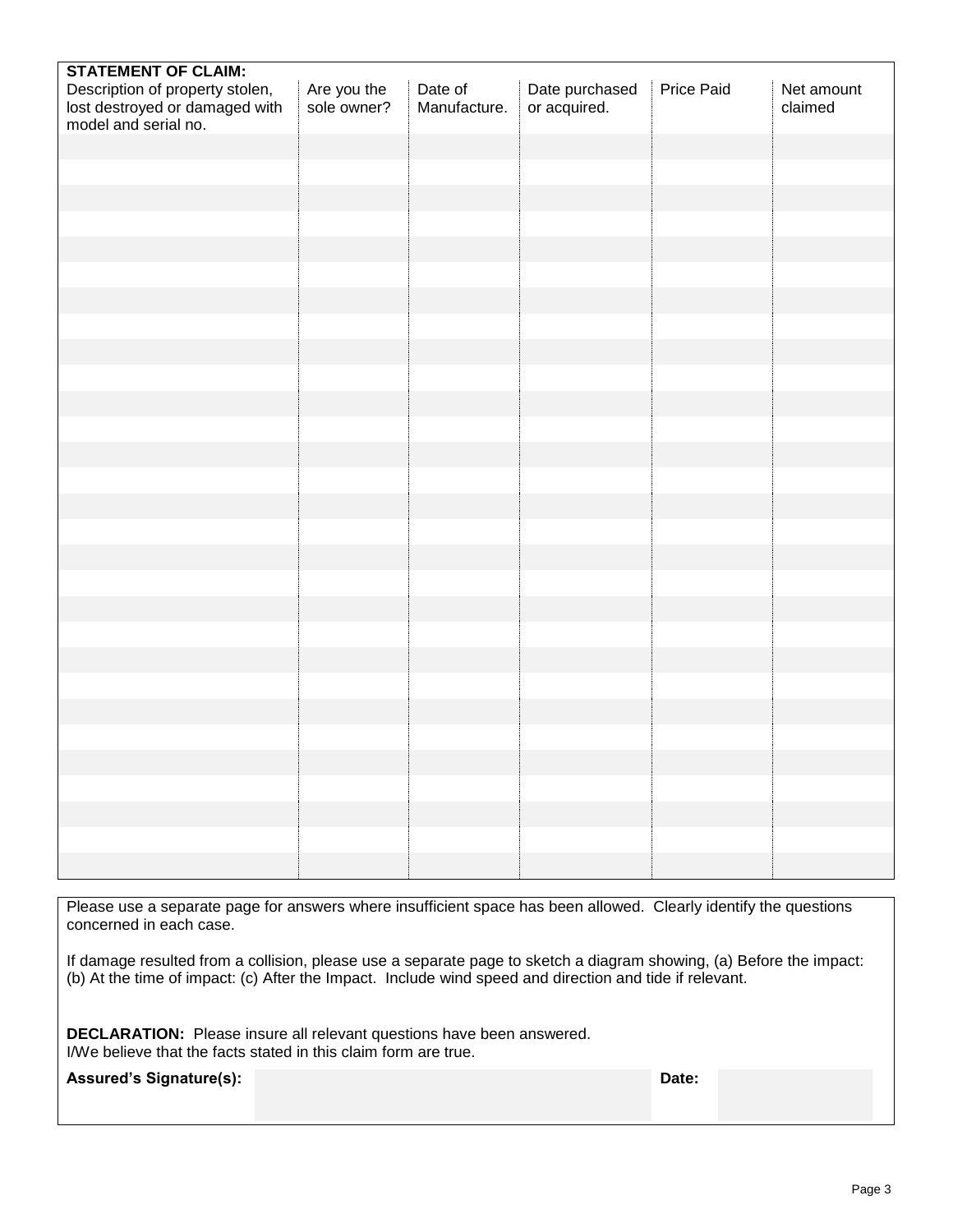**STATEMENT OF CLAIM:**

| Description of property stolen, lost destroyed or damaged with model and serial no. | Are you the sole owner? | Date of Manufacture. | Date purchased or acquired. | Price Paid | Net amount claimed |
|---|---|---|---|---|---|
| | | | | | |
| | | | | | |
| | | | | | |
| | | | | | |
| | | | | | |
| | | | | | |
| | | | | | |
| | | | | | |
| | | | | | |
| | | | | | |
| | | | | | |
| | | | | | |
| | | | | | |
| | | | | | |
| | | | | | |
| | | | | | |
| | | | | | |
| | | | | | |
| | | | | | |
| | | | | | |
| | | | | | |
| | | | | | |
| | | | | | |
| | | | | | |
| | | | | | |
| | | | | | |
| | | | | | |
| | | | | | |
| | | | | | |

Please use a separate page for answers where insufficient space has been allowed. Clearly identify the questions concerned in each case.

If damage resulted from a collision, please use a separate page to sketch a diagram showing, (a) Before the impact: (b) At the time of impact: (c) After the Impact. Include wind speed and direction and tide if relevant.

**DECLARATION:** Please insure all relevant questions have been answered.
I/We believe that the facts stated in this claim form are true.

| **Assured's Signature(s):** | | **Date:** | |
|---|---|---|---|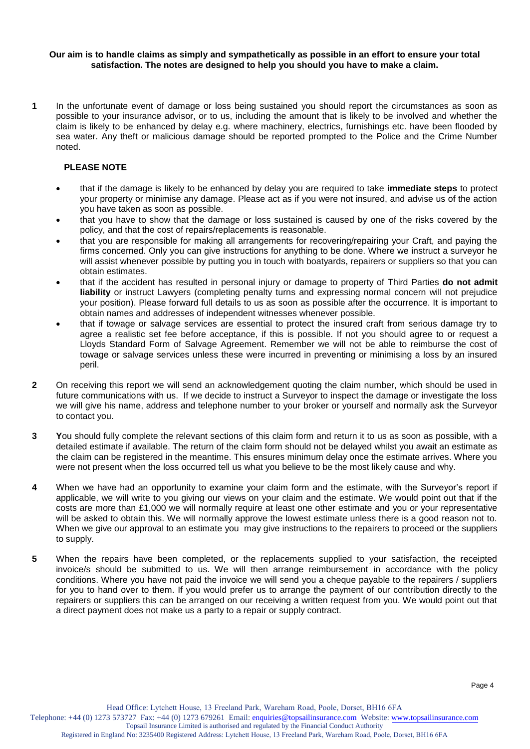**Our aim is to handle claims as simply and sympathetically as possible in an effort to ensure your total satisfaction. The notes are designed to help you should you have to make a claim.**

**1** In the unfortunate event of damage or loss being sustained you should report the circumstances as soon as possible to your insurance advisor, or to us, including the amount that is likely to be involved and whether the claim is likely to be enhanced by delay e.g. where machinery, electrics, furnishings etc. have been flooded by sea water. Any theft or malicious damage should be reported prompted to the Police and the Crime Number noted.

**PLEASE NOTE**

- that if the damage is likely to be enhanced by delay you are required to take **immediate steps** to protect your property or minimise any damage. Please act as if you were not insured, and advise us of the action you have taken as soon as possible.
- that you have to show that the damage or loss sustained is caused by one of the risks covered by the policy, and that the cost of repairs/replacements is reasonable.
- that you are responsible for making all arrangements for recovering/repairing your Craft, and paying the firms concerned. Only you can give instructions for anything to be done. Where we instruct a surveyor he will assist whenever possible by putting you in touch with boatyards, repairers or suppliers so that you can obtain estimates.
- that if the accident has resulted in personal injury or damage to property of Third Parties **do not admit liability** or instruct Lawyers (completing penalty turns and expressing normal concern will not prejudice your position). Please forward full details to us as soon as possible after the occurrence. It is important to obtain names and addresses of independent witnesses whenever possible.
- that if towage or salvage services are essential to protect the insured craft from serious damage try to agree a realistic set fee before acceptance, if this is possible. If not you should agree to or request a Lloyds Standard Form of Salvage Agreement. Remember we will not be able to reimburse the cost of towage or salvage services unless these were incurred in preventing or minimising a loss by an insured peril.

**2** On receiving this report we will send an acknowledgement quoting the claim number, which should be used in future communications with us. If we decide to instruct a Surveyor to inspect the damage or investigate the loss we will give his name, address and telephone number to your broker or yourself and normally ask the Surveyor to contact you.

**3** **Y**ou should fully complete the relevant sections of this claim form and return it to us as soon as possible, with a detailed estimate if available. The return of the claim form should not be delayed whilst you await an estimate as the claim can be registered in the meantime. This ensures minimum delay once the estimate arrives. Where you were not present when the loss occurred tell us what you believe to be the most likely cause and why.

**4** When we have had an opportunity to examine your claim form and the estimate, with the Surveyor's report if applicable, we will write to you giving our views on your claim and the estimate. We would point out that if the costs are more than £1,000 we will normally require at least one other estimate and you or your representative will be asked to obtain this. We will normally approve the lowest estimate unless there is a good reason not to. When we give our approval to an estimate you may give instructions to the repairers to proceed or the suppliers to supply.

**5** When the repairs have been completed, or the replacements supplied to your satisfaction, the receipted invoice/s should be submitted to us. We will then arrange reimbursement in accordance with the policy conditions. Where you have not paid the invoice we will send you a cheque payable to the repairers / suppliers for you to hand over to them. If you would prefer us to arrange the payment of our contribution directly to the repairers or suppliers this can be arranged on our receiving a written request from you. We would point out that a direct payment does not make us a party to a repair or supply contract.